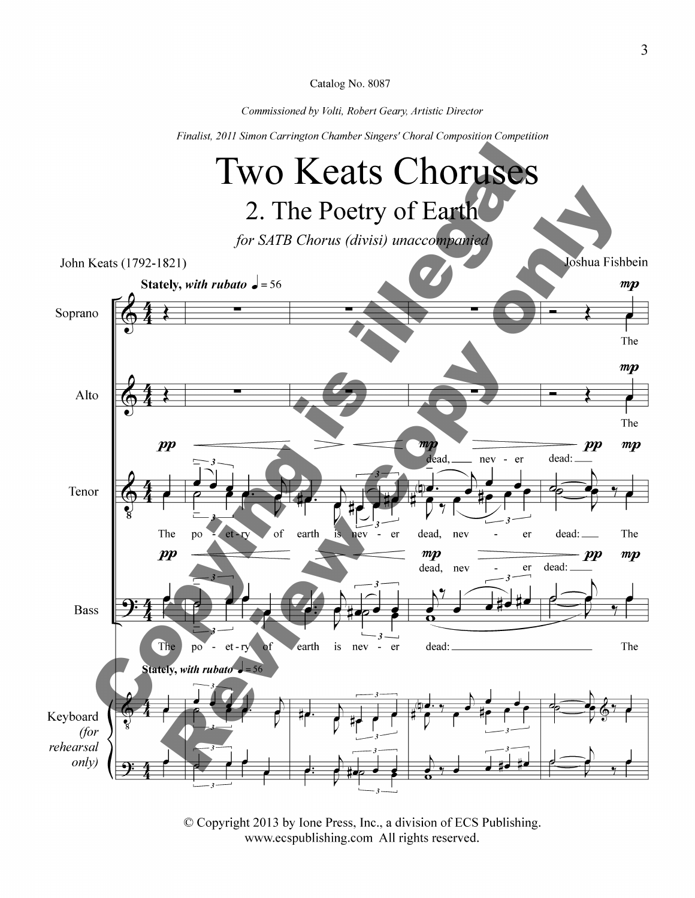Catalog No. 8087

*Commissioned by Volti, Robert Geary, Artistic Director*

*Finalist, 2011 Simon Carrington Chamber Singers' Choral Composition Competition*

# Two Keats Choruses

## 2. The Poetry of Earth

*for SATB Chorus (divisi) unaccompanied*

John Keats (1792-1821)

Joshua Fishbein

**Stately,** ***with rubato*** ♩ = 56

© Copyright 2013 by Ione Press, Inc., a division of ECS Publishing.
www.ecspublishing.com All rights reserved.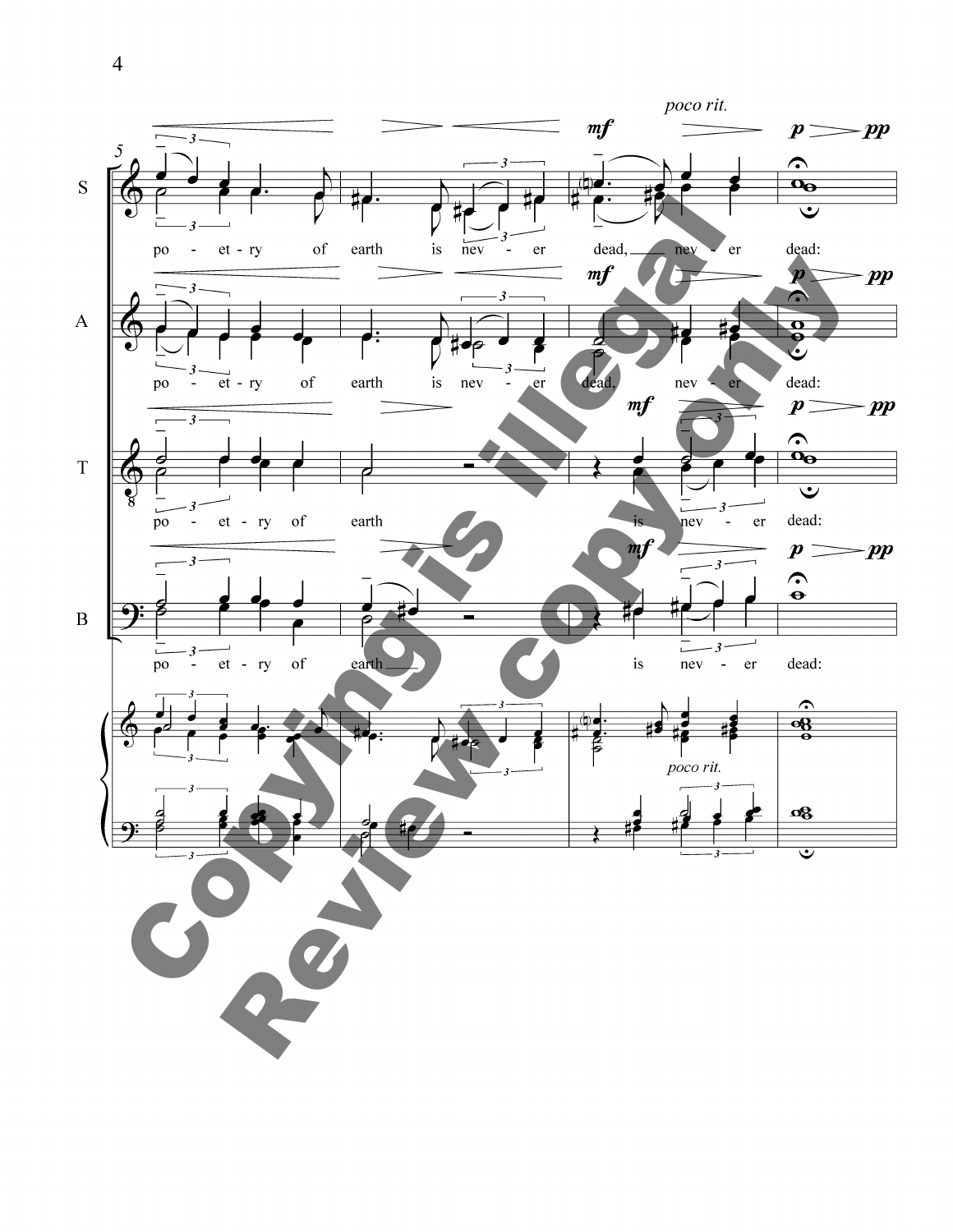poco rit.

*mf* *p* *pp*

S: po - et - ry of earth is nev - er dead, nev - er dead:

A: po - et - ry of earth is nev - er dead, nev - er dead:

T: po - et - ry of earth is nev - er dead:

B: po - et - ry of earth is nev - er dead:

poco rit.

Copying is illegal

Review copy only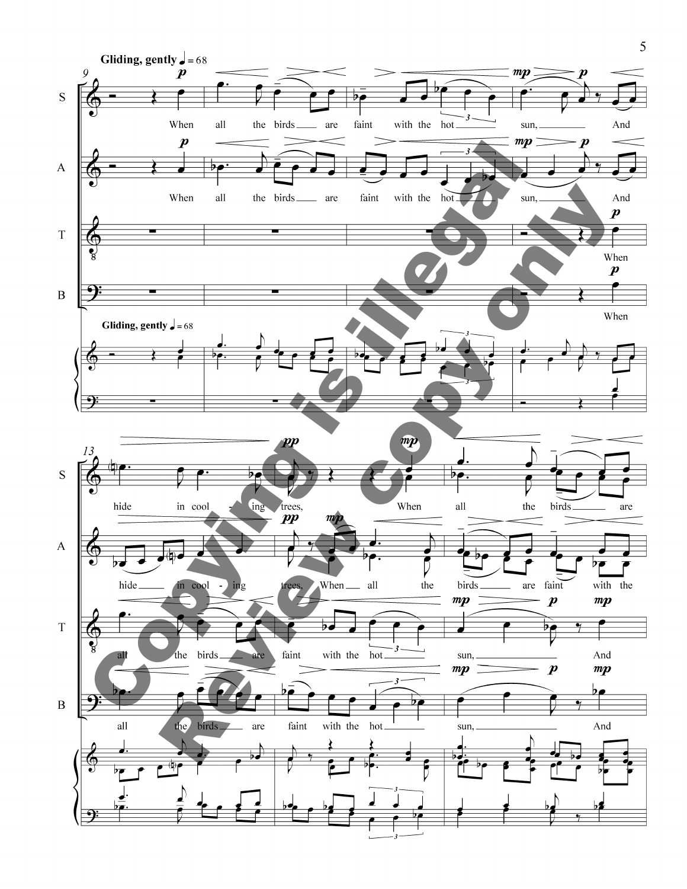**Gliding, gently** ♩ = 68

S: When all the birds are faint with the hot sun, And hide in cool - ing trees, When all the birds are

A: When all the birds are faint with the hot sun, And hide in cool - ing trees, When all the birds are faint with the

T: When all the birds are faint with the hot sun, And

B: When all the birds are faint with the hot sun, And

Copying is illegal
Review copy only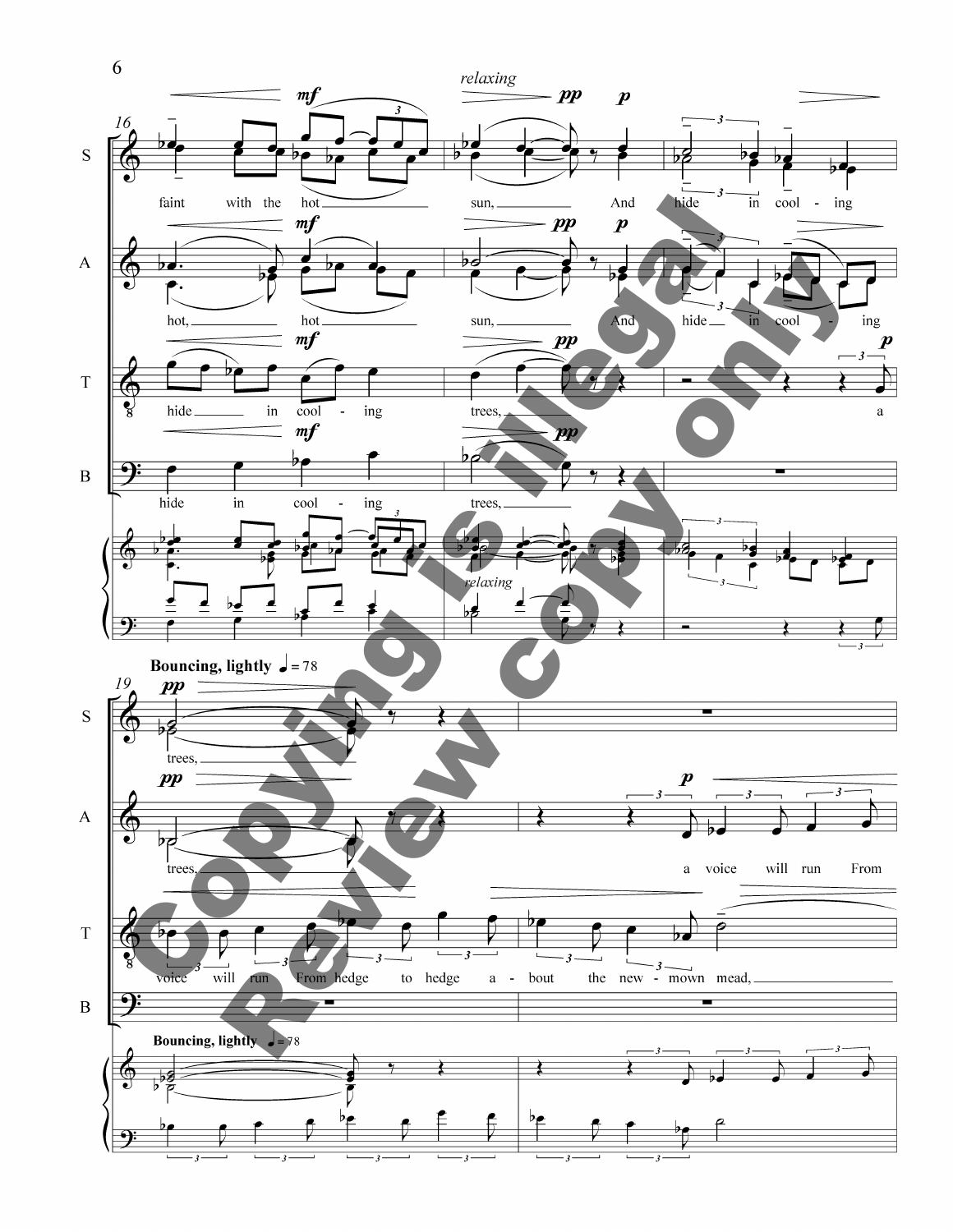*relaxing*

**S:** faint with the hot sun, And hide in cool - ing

**A:** hot, hot sun, And hide in cool - ing

**T:** hide in cool - ing trees, a

**B:** hide in cool - ing trees,

*relaxing*

**Bouncing, lightly** ♩= 78

**S:** trees,

**A:** trees, a voice will run From

**T:** voice will run From hedge to hedge a - bout the new - mown mead,

**Bouncing, lightly** ♩= 78

Copying is illegal
Review copy only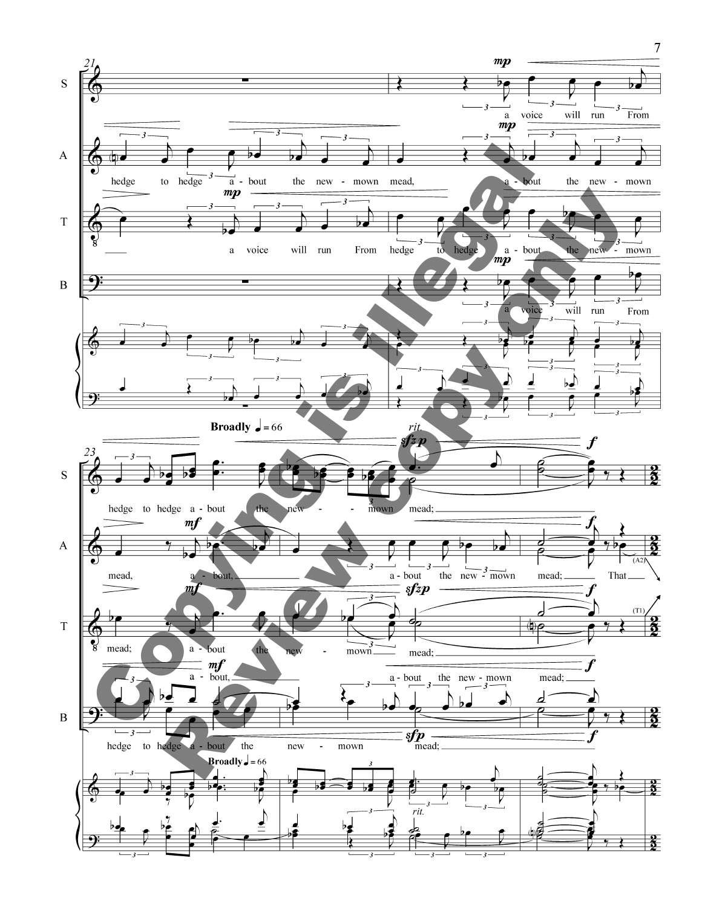S
A
T
B

21

**mp**

a voice will run From

hedge to hedge a - bout the new - mown mead, a - bout the new - mown

**mp**

a voice will run From hedge to hedge a - bout the new - mown

**mp**

a voice will run From

23

**Broadly** ♩ = 66

*rit.*

**sfzp**

**f**

hedge to hedge a - bout the new - mown mead;

**mf**

mead, a - bout, a - bout the new - mown mead; That

(A2)

**mf**

**sfzp**

**f**

mead; a - bout the new - mown mead;

(T1)

**mf**

a - bout, a - bout the new - mown mead;

**sfp**

**f**

hedge to hedge a - bout the new - mown mead;

**Broadly** ♩ = 66

*rit.*

Copying is illegal
Review copy only